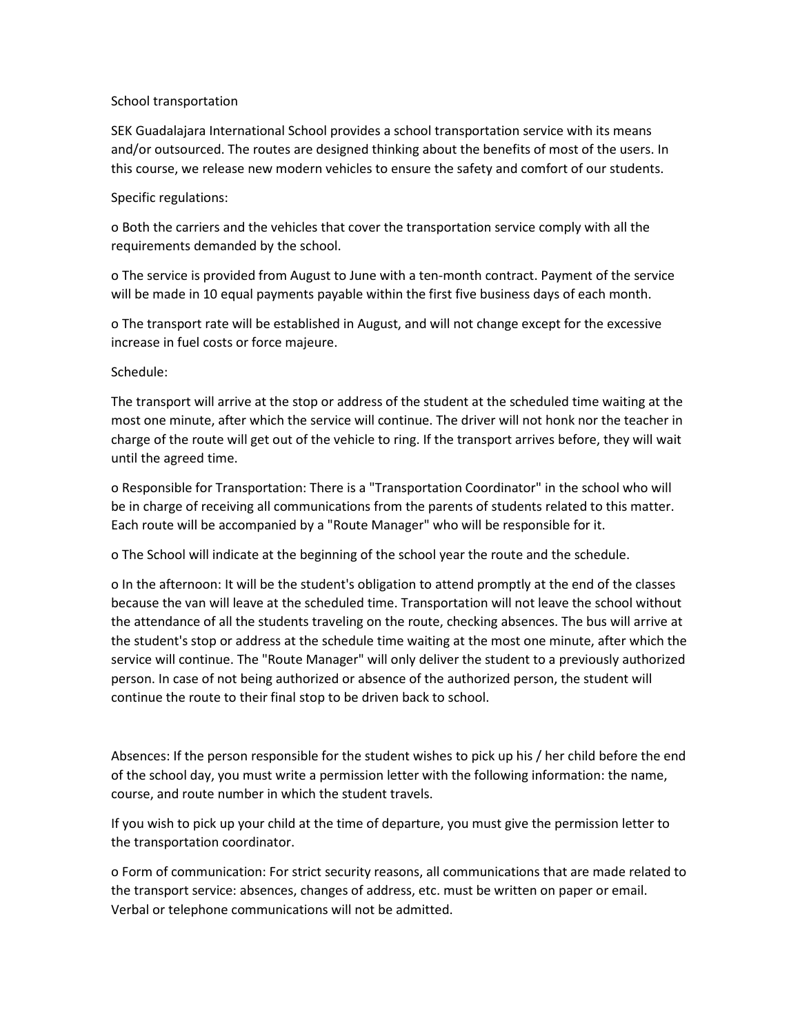# School transportation

SEK Guadalajara International School provides a school transportation service with its means and/or outsourced. The routes are designed thinking about the benefits of most of the users. In this course, we release new modern vehicles to ensure the safety and comfort of our students.

## Specific regulations:

- Both the carriers and the vehicles that cover the transportation service comply with all the requirements demanded by the school.
- The service is provided from August to June with a ten-month contract. Payment of the service will be made in 10 equal payments payable within the first five business days of each month.
- The transport rate will be established in August, and will not change except for the excessive increase in fuel costs or force majeure.

## Schedule:

The transport will arrive at the stop or address of the student at the scheduled time waiting at the most one minute, after which the service will continue. The driver will not honk nor the teacher in charge of the route will get out of the vehicle to ring. If the transport arrives before, they will wait until the agreed time.

- Responsible for Transportation: There is a "Transportation Coordinator" in the school who will be in charge of receiving all communications from the parents of students related to this matter. Each route will be accompanied by a "Route Manager" who will be responsible for it.
- The School will indicate at the beginning of the school year the route and the schedule.
- In the afternoon: It will be the student's obligation to attend promptly at the end of the classes because the van will leave at the scheduled time. Transportation will not leave the school without the attendance of all the students traveling on the route, checking absences. The bus will arrive at the student's stop or address at the schedule time waiting at the most one minute, after which the service will continue. The "Route Manager" will only deliver the student to a previously authorized person. In case of not being authorized or absence of the authorized person, the student will continue the route to their final stop to be driven back to school.

Absences: If the person responsible for the student wishes to pick up his / her child before the end of the school day, you must write a permission letter with the following information: the name, course, and route number in which the student travels.

If you wish to pick up your child at the time of departure, you must give the permission letter to the transportation coordinator.

- Form of communication: For strict security reasons, all communications that are made related to the transport service: absences, changes of address, etc. must be written on paper or email. Verbal or telephone communications will not be admitted.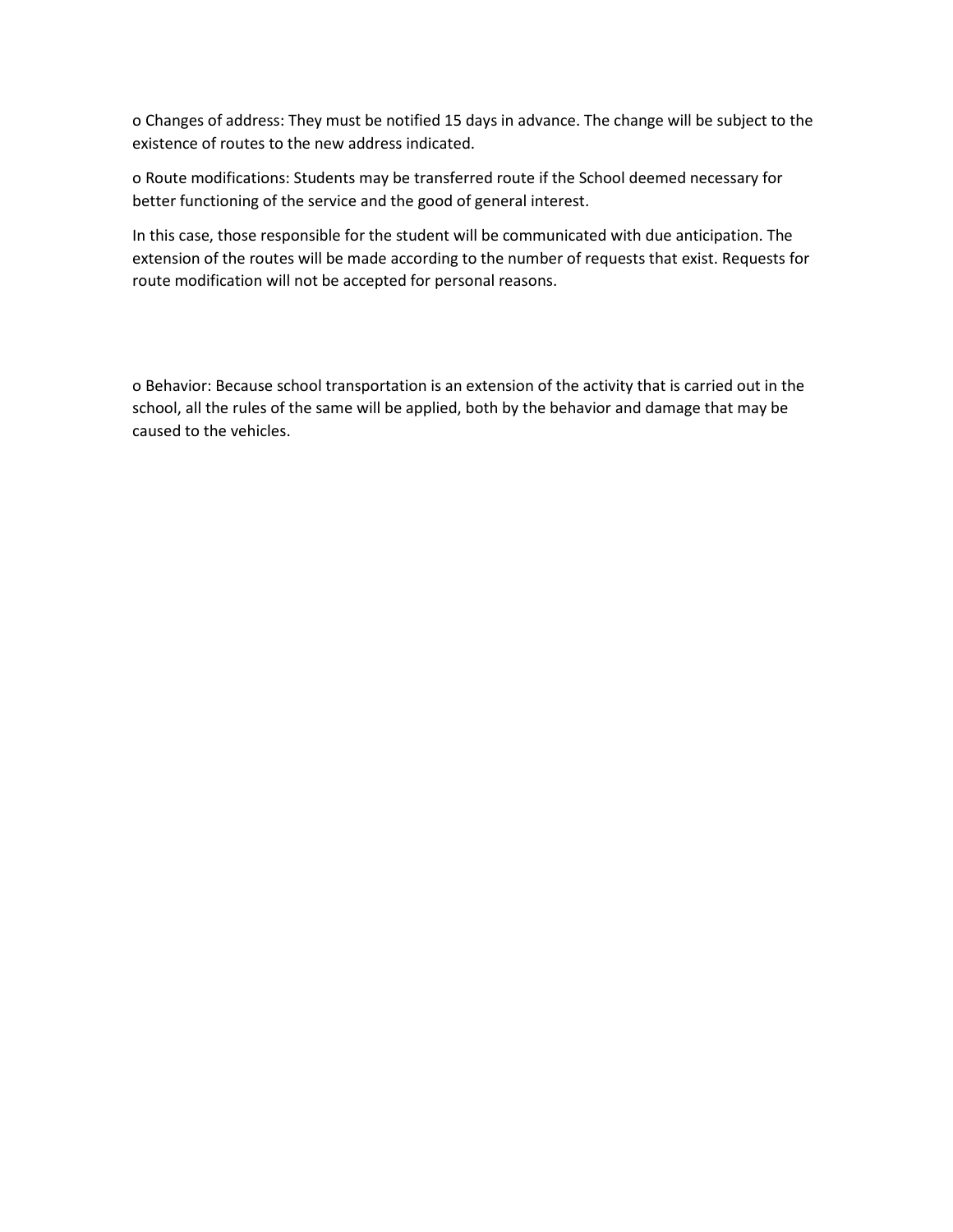o Changes of address: They must be notified 15 days in advance. The change will be subject to the existence of routes to the new address indicated.

o Route modifications: Students may be transferred route if the School deemed necessary for better functioning of the service and the good of general interest.

In this case, those responsible for the student will be communicated with due anticipation. The extension of the routes will be made according to the number of requests that exist. Requests for route modification will not be accepted for personal reasons.

o Behavior: Because school transportation is an extension of the activity that is carried out in the school, all the rules of the same will be applied, both by the behavior and damage that may be caused to the vehicles.